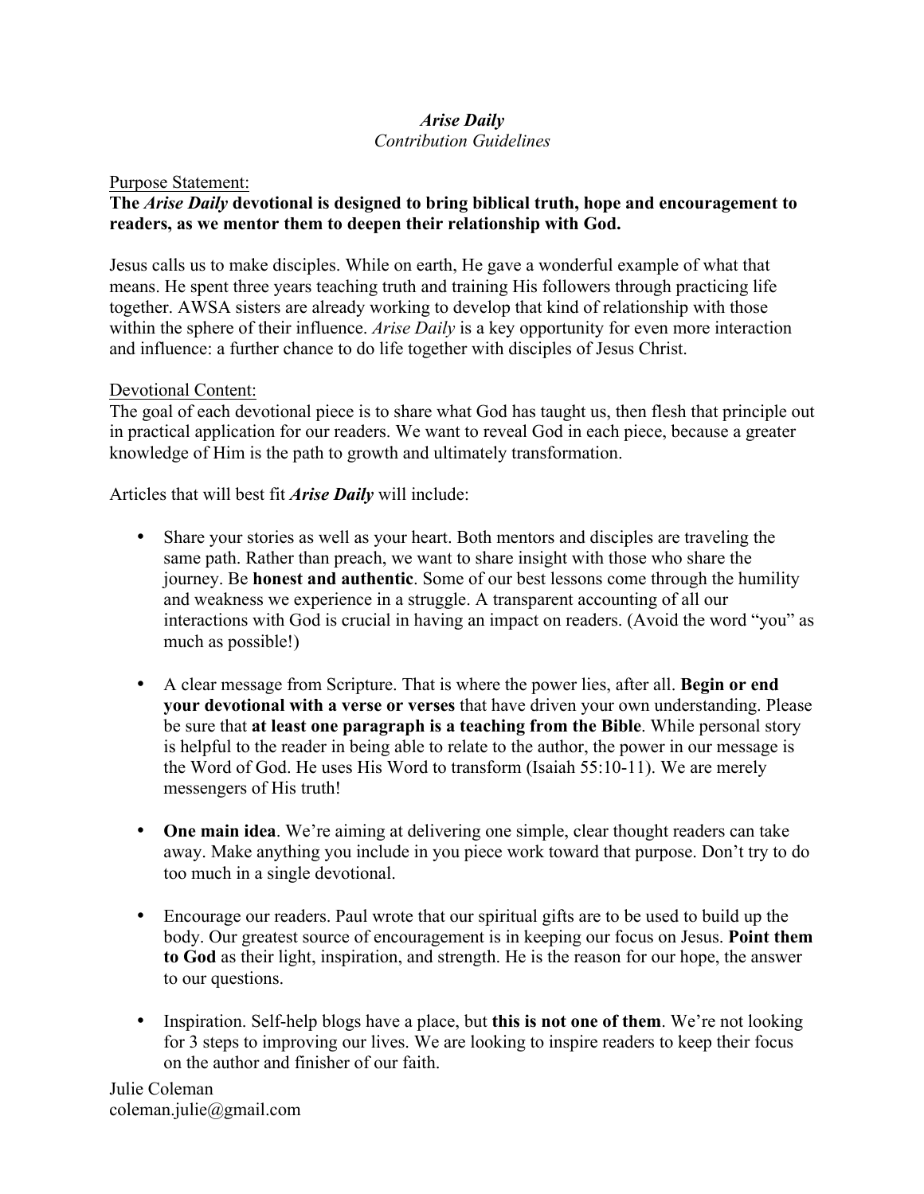*Arise Daily*

*Contribution Guidelines*

Purpose Statement:

**The *Arise Daily* devotional is designed to bring biblical truth, hope and encouragement to readers, as we mentor them to deepen their relationship with God.**

Jesus calls us to make disciples. While on earth, He gave a wonderful example of what that means. He spent three years teaching truth and training His followers through practicing life together. AWSA sisters are already working to develop that kind of relationship with those within the sphere of their influence. *Arise Daily* is a key opportunity for even more interaction and influence: a further chance to do life together with disciples of Jesus Christ.

Devotional Content:

The goal of each devotional piece is to share what God has taught us, then flesh that principle out in practical application for our readers. We want to reveal God in each piece, because a greater knowledge of Him is the path to growth and ultimately transformation.

Articles that will best fit ***Arise Daily*** will include:

- Share your stories as well as your heart. Both mentors and disciples are traveling the same path. Rather than preach, we want to share insight with those who share the journey. Be **honest and authentic**. Some of our best lessons come through the humility and weakness we experience in a struggle. A transparent accounting of all our interactions with God is crucial in having an impact on readers. (Avoid the word "you" as much as possible!)

- A clear message from Scripture. That is where the power lies, after all. **Begin or end your devotional with a verse or verses** that have driven your own understanding. Please be sure that **at least one paragraph is a teaching from the Bible**. While personal story is helpful to the reader in being able to relate to the author, the power in our message is the Word of God. He uses His Word to transform (Isaiah 55:10-11). We are merely messengers of His truth!

- **One main idea**. We're aiming at delivering one simple, clear thought readers can take away. Make anything you include in you piece work toward that purpose. Don't try to do too much in a single devotional.

- Encourage our readers. Paul wrote that our spiritual gifts are to be used to build up the body. Our greatest source of encouragement is in keeping our focus on Jesus. **Point them to God** as their light, inspiration, and strength. He is the reason for our hope, the answer to our questions.

- Inspiration. Self-help blogs have a place, but **this is not one of them**. We're not looking for 3 steps to improving our lives. We are looking to inspire readers to keep their focus on the author and finisher of our faith.

Julie Coleman

coleman.julie@gmail.com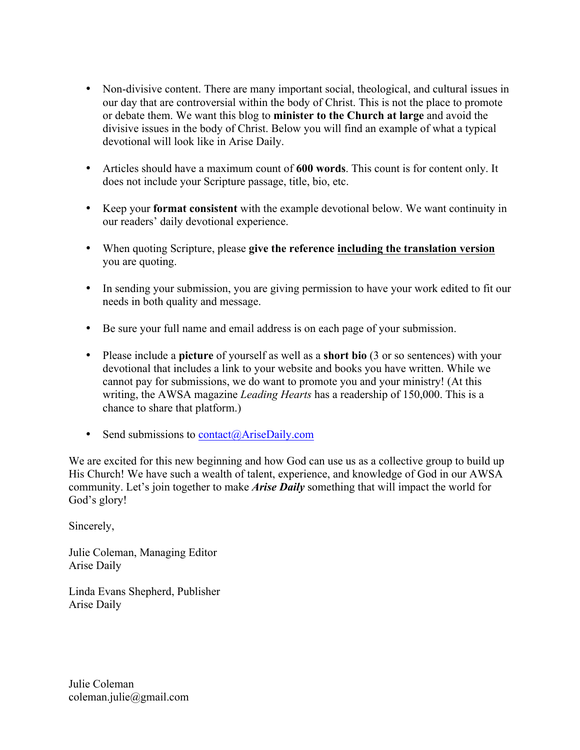- Non-divisive content. There are many important social, theological, and cultural issues in our day that are controversial within the body of Christ. This is not the place to promote or debate them. We want this blog to **minister to the Church at large** and avoid the divisive issues in the body of Christ. Below you will find an example of what a typical devotional will look like in Arise Daily.

- Articles should have a maximum count of **600 words**. This count is for content only. It does not include your Scripture passage, title, bio, etc.

- Keep your **format consistent** with the example devotional below. We want continuity in our readers' daily devotional experience.

- When quoting Scripture, please **give the reference <u>including the translation version</u>** you are quoting.

- In sending your submission, you are giving permission to have your work edited to fit our needs in both quality and message.

- Be sure your full name and email address is on each page of your submission.

- Please include a **picture** of yourself as well as a **short bio** (3 or so sentences) with your devotional that includes a link to your website and books you have written. While we cannot pay for submissions, we do want to promote you and your ministry! (At this writing, the AWSA magazine *Leading Hearts* has a readership of 150,000. This is a chance to share that platform.)

- Send submissions to contact@AriseDaily.com

We are excited for this new beginning and how God can use us as a collective group to build up His Church! We have such a wealth of talent, experience, and knowledge of God in our AWSA community. Let's join together to make ***Arise Daily*** something that will impact the world for God's glory!

Sincerely,

Julie Coleman, Managing Editor
Arise Daily

Linda Evans Shepherd, Publisher
Arise Daily

Julie Coleman
coleman.julie@gmail.com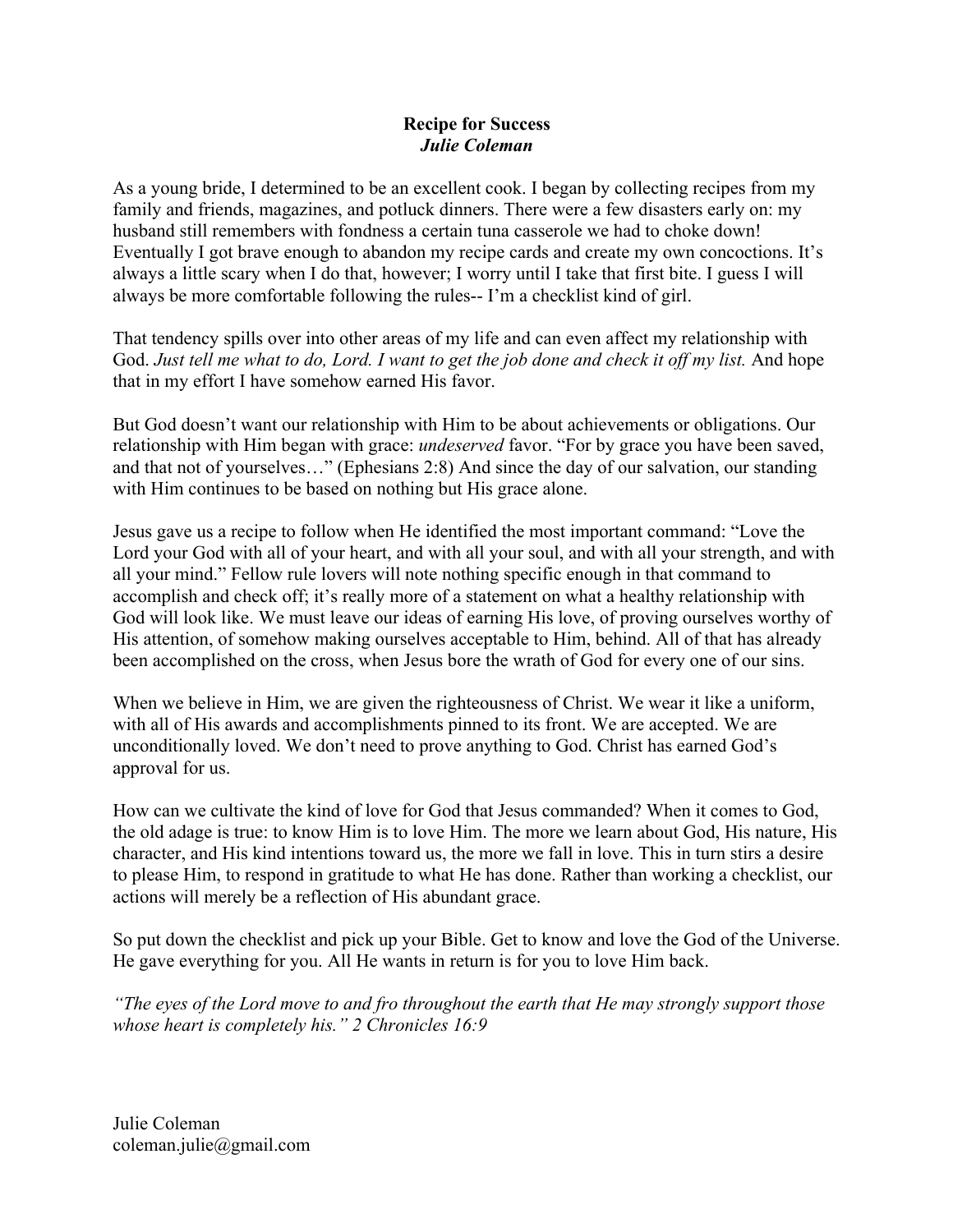**Recipe for Success**
***Julie Coleman***

As a young bride, I determined to be an excellent cook. I began by collecting recipes from my family and friends, magazines, and potluck dinners. There were a few disasters early on: my husband still remembers with fondness a certain tuna casserole we had to choke down! Eventually I got brave enough to abandon my recipe cards and create my own concoctions. It's always a little scary when I do that, however; I worry until I take that first bite. I guess I will always be more comfortable following the rules-- I'm a checklist kind of girl.

That tendency spills over into other areas of my life and can even affect my relationship with God. *Just tell me what to do, Lord. I want to get the job done and check it off my list.* And hope that in my effort I have somehow earned His favor.

But God doesn't want our relationship with Him to be about achievements or obligations. Our relationship with Him began with grace: *undeserved* favor. "For by grace you have been saved, and that not of yourselves…" (Ephesians 2:8) And since the day of our salvation, our standing with Him continues to be based on nothing but His grace alone.

Jesus gave us a recipe to follow when He identified the most important command: "Love the Lord your God with all of your heart, and with all your soul, and with all your strength, and with all your mind." Fellow rule lovers will note nothing specific enough in that command to accomplish and check off; it's really more of a statement on what a healthy relationship with God will look like. We must leave our ideas of earning His love, of proving ourselves worthy of His attention, of somehow making ourselves acceptable to Him, behind. All of that has already been accomplished on the cross, when Jesus bore the wrath of God for every one of our sins.

When we believe in Him, we are given the righteousness of Christ. We wear it like a uniform, with all of His awards and accomplishments pinned to its front. We are accepted. We are unconditionally loved. We don't need to prove anything to God. Christ has earned God's approval for us.

How can we cultivate the kind of love for God that Jesus commanded? When it comes to God, the old adage is true: to know Him is to love Him. The more we learn about God, His nature, His character, and His kind intentions toward us, the more we fall in love. This in turn stirs a desire to please Him, to respond in gratitude to what He has done. Rather than working a checklist, our actions will merely be a reflection of His abundant grace.

So put down the checklist and pick up your Bible. Get to know and love the God of the Universe. He gave everything for you. All He wants in return is for you to love Him back.

*"The eyes of the Lord move to and fro throughout the earth that He may strongly support those whose heart is completely his." 2 Chronicles 16:9*

Julie Coleman
coleman.julie@gmail.com